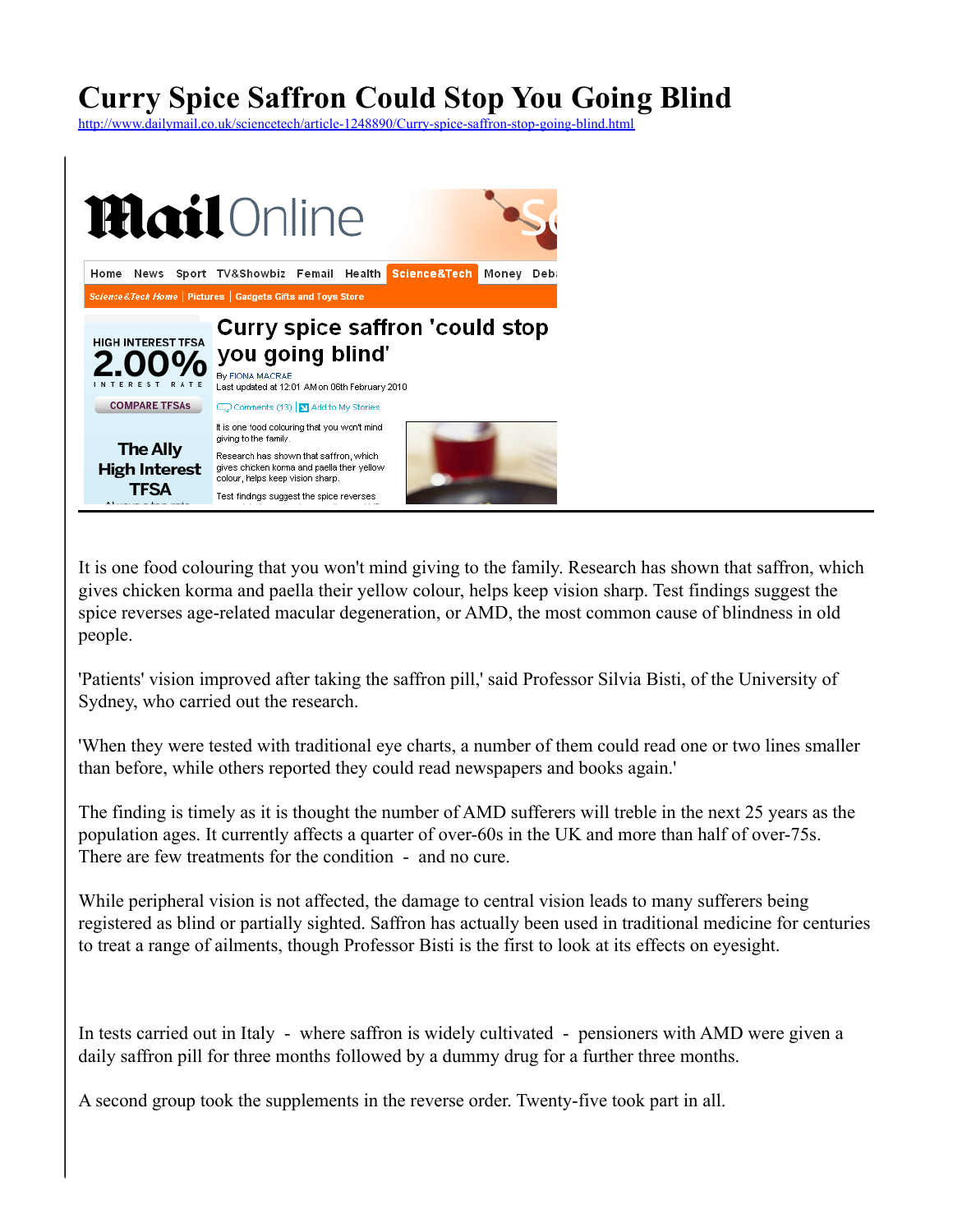# Curry Spice Saffron Could Stop You Going Blind

http://www.dailymail.co.uk/sciencetech/article-1248890/Curry-spice-saffron-stop-going-blind.html

**Mail Online**

Home News Sport TV&Showbiz Femail Health Science&Tech Money Deb

Science&Tech Home | Pictures | Gadgets Gifts and Toys Store

HIGH INTEREST TFSA 2.00% INTEREST RATE COMPARE TFSAs The Ally High Interest TFSA

## Curry spice saffron 'could stop you going blind'

By FIONA MACRAE
Last updated at 12:01 AM on 06th February 2010

Comments (13) | Add to My Stories

It is one food colouring that you won't mind giving to the family. Research has shown that saffron, which gives chicken korma and paella their yellow colour, helps keep vision sharp. Test findings suggest the spice reverses age-related macular degeneration, or AMD, the most common cause of blindness in old people.

'Patients' vision improved after taking the saffron pill,' said Professor Silvia Bisti, of the University of Sydney, who carried out the research.

'When they were tested with traditional eye charts, a number of them could read one or two lines smaller than before, while others reported they could read newspapers and books again.'

The finding is timely as it is thought the number of AMD sufferers will treble in the next 25 years as the population ages. It currently affects a quarter of over-60s in the UK and more than half of over-75s. There are few treatments for the condition - and no cure.

While peripheral vision is not affected, the damage to central vision leads to many sufferers being registered as blind or partially sighted. Saffron has actually been used in traditional medicine for centuries to treat a range of ailments, though Professor Bisti is the first to look at its effects on eyesight.

In tests carried out in Italy - where saffron is widely cultivated - pensioners with AMD were given a daily saffron pill for three months followed by a dummy drug for a further three months.

A second group took the supplements in the reverse order. Twenty-five took part in all.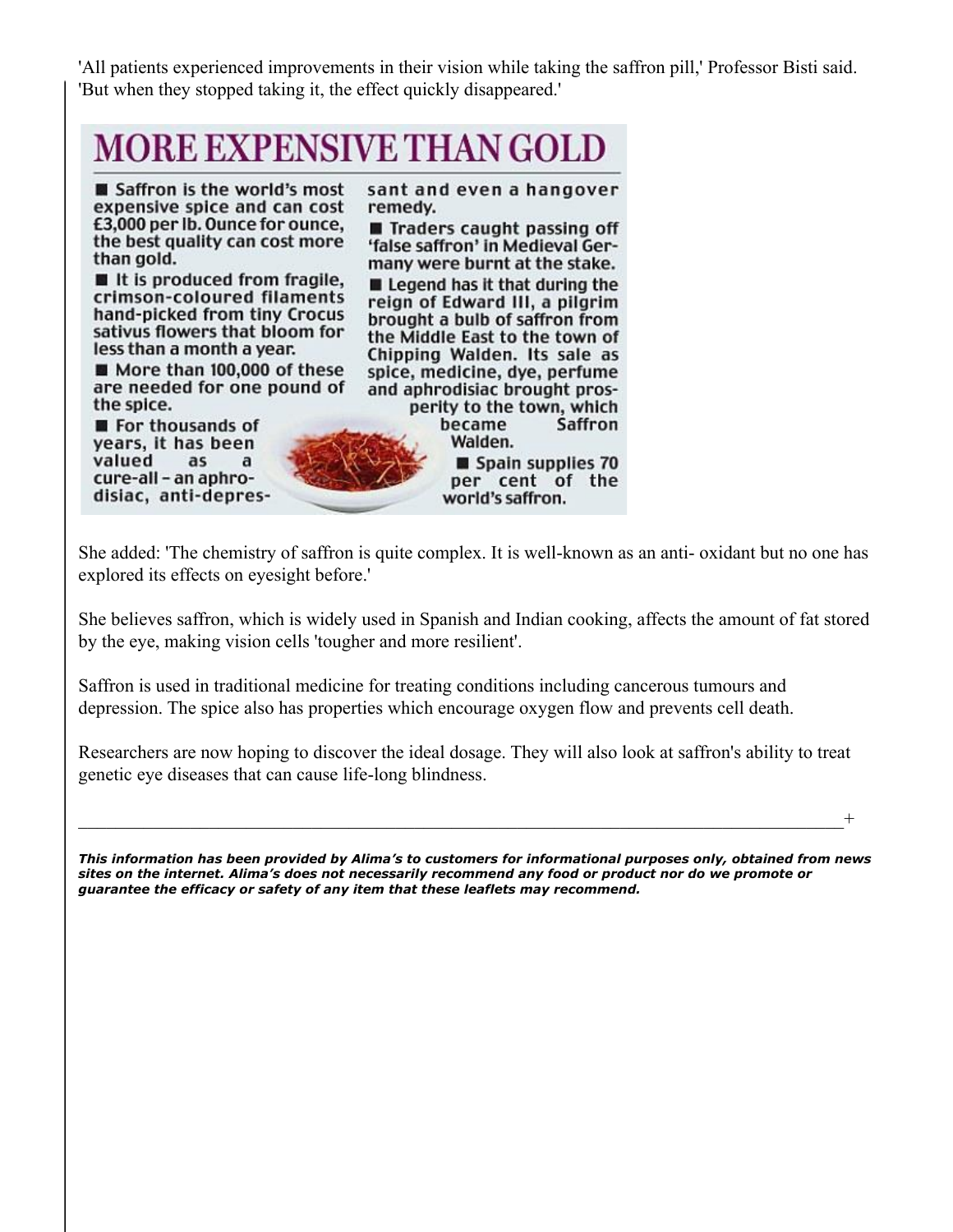'All patients experienced improvements in their vision while taking the saffron pill,' Professor Bisti said. 'But when they stopped taking it, the effect quickly disappeared.'

## MORE EXPENSIVE THAN GOLD

- Saffron is the world's most expensive spice and can cost £3,000 per lb. Ounce for ounce, the best quality can cost more than gold.
- It is produced from fragile, crimson-coloured filaments hand-picked from tiny Crocus sativus flowers that bloom for less than a month a year.
- More than 100,000 of these are needed for one pound of the spice.
- For thousands of years, it has been valued as a cure-all – an aphrodisiac, anti-depressant and even a hangover remedy.
- Traders caught passing off 'false saffron' in Medieval Germany were burnt at the stake.
- Legend has it that during the reign of Edward III, a pilgrim brought a bulb of saffron from the Middle East to the town of Chipping Walden. Its sale as spice, medicine, dye, perfume and aphrodisiac brought prosperity to the town, which became Saffron Walden.
- Spain supplies 70 per cent of the world's saffron.

She added: 'The chemistry of saffron is quite complex. It is well-known as an anti- oxidant but no one has explored its effects on eyesight before.'

She believes saffron, which is widely used in Spanish and Indian cooking, affects the amount of fat stored by the eye, making vision cells 'tougher and more resilient'.

Saffron is used in traditional medicine for treating conditions including cancerous tumours and depression. The spice also has properties which encourage oxygen flow and prevents cell death.

Researchers are now hoping to discover the ideal dosage. They will also look at saffron's ability to treat genetic eye diseases that can cause life-long blindness.

---

***This information has been provided by Alima's to customers for informational purposes only, obtained from news sites on the internet. Alima's does not necessarily recommend any food or product nor do we promote or guarantee the efficacy or safety of any item that these leaflets may recommend.***